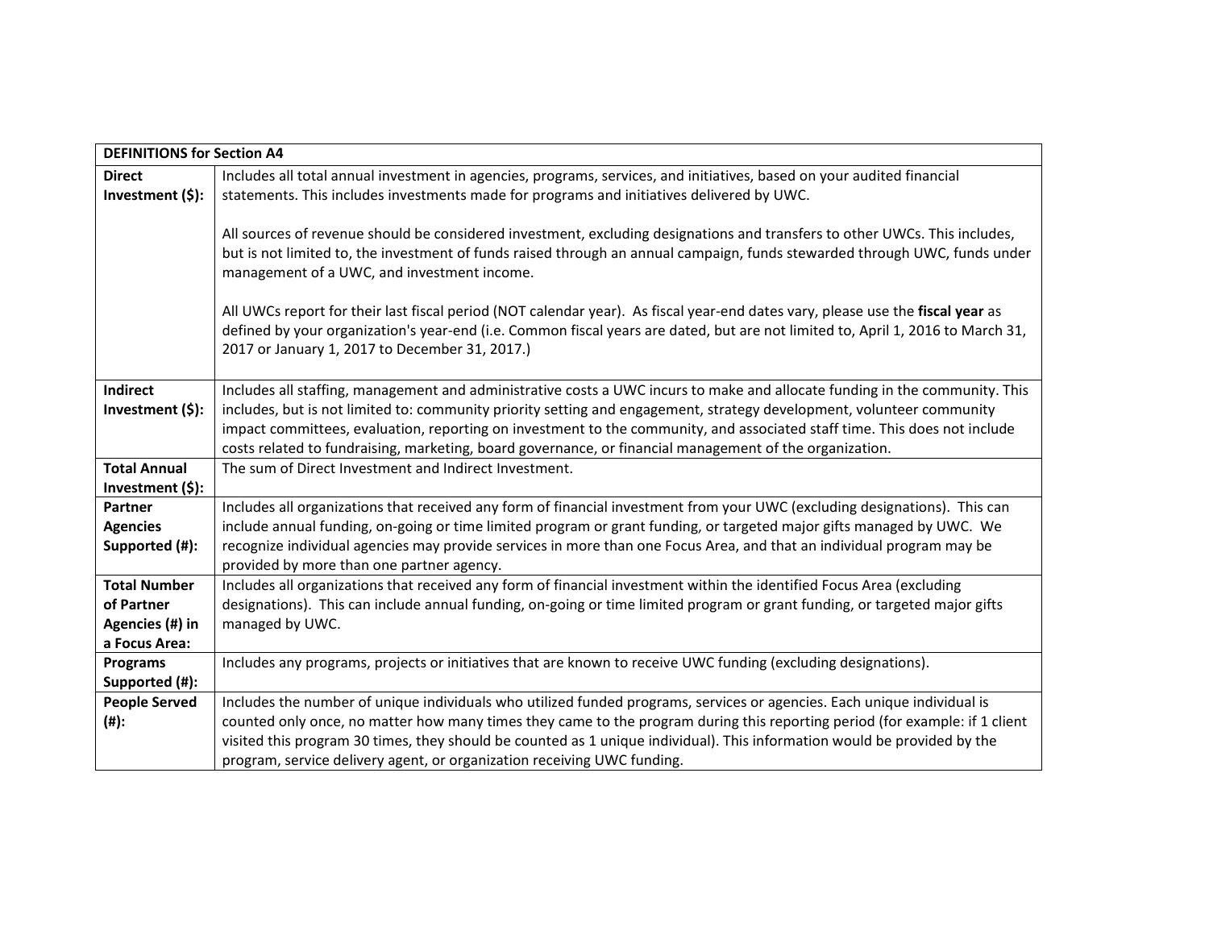| DEFINITIONS for Section A4 | |
|---|---|
| **Direct Investment ($):** | Includes all total annual investment in agencies, programs, services, and initiatives, based on your audited financial statements. This includes investments made for programs and initiatives delivered by UWC.<br><br>All sources of revenue should be considered investment, excluding designations and transfers to other UWCs. This includes, but is not limited to, the investment of funds raised through an annual campaign, funds stewarded through UWC, funds under management of a UWC, and investment income.<br><br>All UWCs report for their last fiscal period (NOT calendar year). As fiscal year-end dates vary, please use the **fiscal year** as defined by your organization's year-end (i.e. Common fiscal years are dated, but are not limited to, April 1, 2016 to March 31, 2017 or January 1, 2017 to December 31, 2017.) |
| **Indirect Investment ($):** | Includes all staffing, management and administrative costs a UWC incurs to make and allocate funding in the community. This includes, but is not limited to: community priority setting and engagement, strategy development, volunteer community impact committees, evaluation, reporting on investment to the community, and associated staff time. This does not include costs related to fundraising, marketing, board governance, or financial management of the organization. |
| **Total Annual Investment ($):** | The sum of Direct Investment and Indirect Investment. |
| **Partner Agencies Supported (#):** | Includes all organizations that received any form of financial investment from your UWC (excluding designations). This can include annual funding, on-going or time limited program or grant funding, or targeted major gifts managed by UWC. We recognize individual agencies may provide services in more than one Focus Area, and that an individual program may be provided by more than one partner agency. |
| **Total Number of Partner Agencies (#) in a Focus Area:** | Includes all organizations that received any form of financial investment within the identified Focus Area (excluding designations). This can include annual funding, on-going or time limited program or grant funding, or targeted major gifts managed by UWC. |
| **Programs Supported (#):** | Includes any programs, projects or initiatives that are known to receive UWC funding (excluding designations). |
| **People Served (#):** | Includes the number of unique individuals who utilized funded programs, services or agencies. Each unique individual is counted only once, no matter how many times they came to the program during this reporting period (for example: if 1 client visited this program 30 times, they should be counted as 1 unique individual). This information would be provided by the program, service delivery agent, or organization receiving UWC funding. |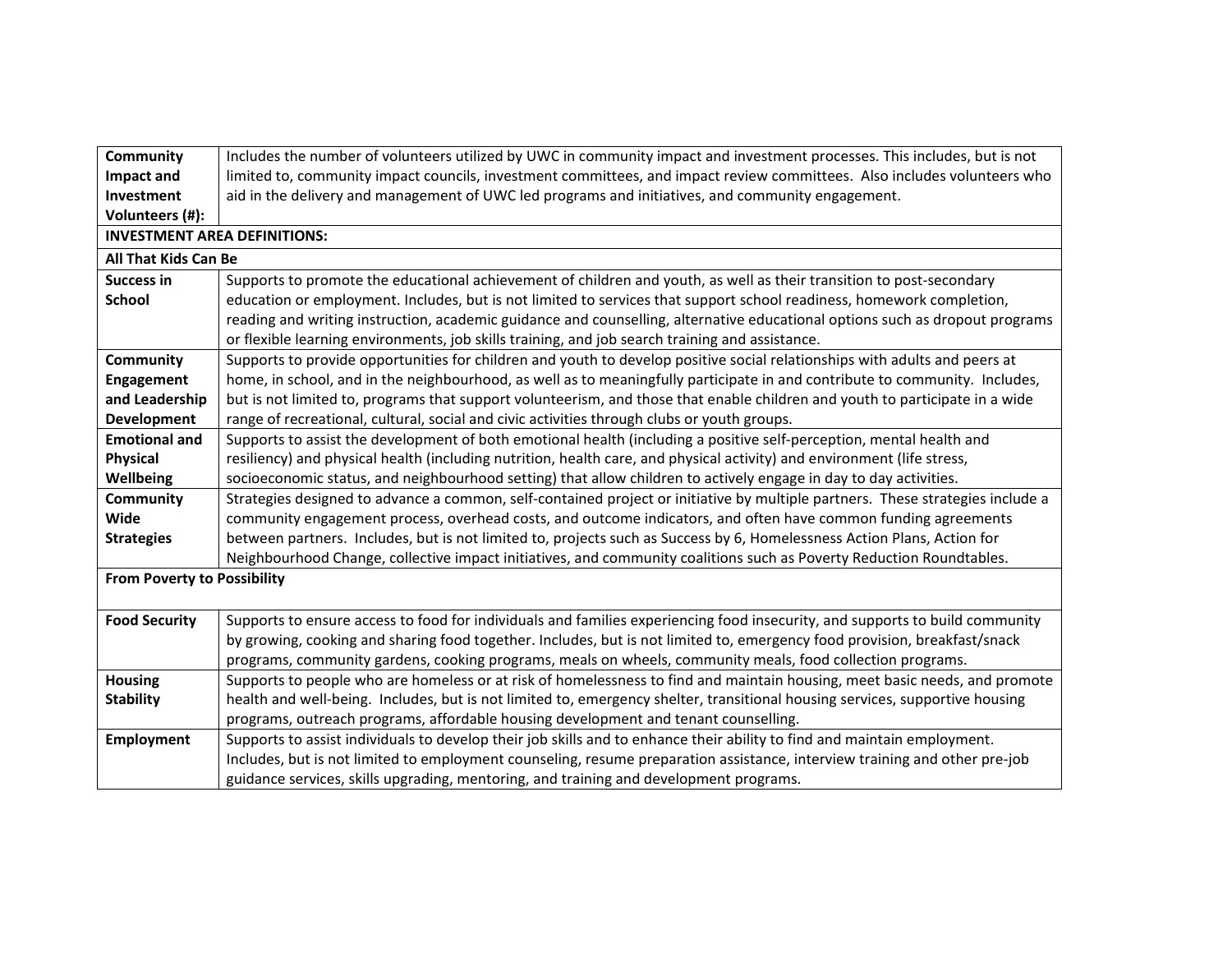| **Community Impact and Investment Volunteers (#):** | Includes the number of volunteers utilized by UWC in community impact and investment processes. This includes, but is not limited to, community impact councils, investment committees, and impact review committees. Also includes volunteers who aid in the delivery and management of UWC led programs and initiatives, and community engagement. |
|---|---|
| **INVESTMENT AREA DEFINITIONS:** | |
| **All That Kids Can Be** | |
| **Success in School** | Supports to promote the educational achievement of children and youth, as well as their transition to post-secondary education or employment. Includes, but is not limited to services that support school readiness, homework completion, reading and writing instruction, academic guidance and counselling, alternative educational options such as dropout programs or flexible learning environments, job skills training, and job search training and assistance. |
| **Community Engagement and Leadership Development** | Supports to provide opportunities for children and youth to develop positive social relationships with adults and peers at home, in school, and in the neighbourhood, as well as to meaningfully participate in and contribute to community. Includes, but is not limited to, programs that support volunteerism, and those that enable children and youth to participate in a wide range of recreational, cultural, social and civic activities through clubs or youth groups. |
| **Emotional and Physical Wellbeing** | Supports to assist the development of both emotional health (including a positive self-perception, mental health and resiliency) and physical health (including nutrition, health care, and physical activity) and environment (life stress, socioeconomic status, and neighbourhood setting) that allow children to actively engage in day to day activities. |
| **Community Wide Strategies** | Strategies designed to advance a common, self-contained project or initiative by multiple partners. These strategies include a community engagement process, overhead costs, and outcome indicators, and often have common funding agreements between partners. Includes, but is not limited to, projects such as Success by 6, Homelessness Action Plans, Action for Neighbourhood Change, collective impact initiatives, and community coalitions such as Poverty Reduction Roundtables. |
| **From Poverty to Possibility** | |
| **Food Security** | Supports to ensure access to food for individuals and families experiencing food insecurity, and supports to build community by growing, cooking and sharing food together. Includes, but is not limited to, emergency food provision, breakfast/snack programs, community gardens, cooking programs, meals on wheels, community meals, food collection programs. |
| **Housing Stability** | Supports to people who are homeless or at risk of homelessness to find and maintain housing, meet basic needs, and promote health and well-being. Includes, but is not limited to, emergency shelter, transitional housing services, supportive housing programs, outreach programs, affordable housing development and tenant counselling. |
| **Employment** | Supports to assist individuals to develop their job skills and to enhance their ability to find and maintain employment. Includes, but is not limited to employment counseling, resume preparation assistance, interview training and other pre-job guidance services, skills upgrading, mentoring, and training and development programs. |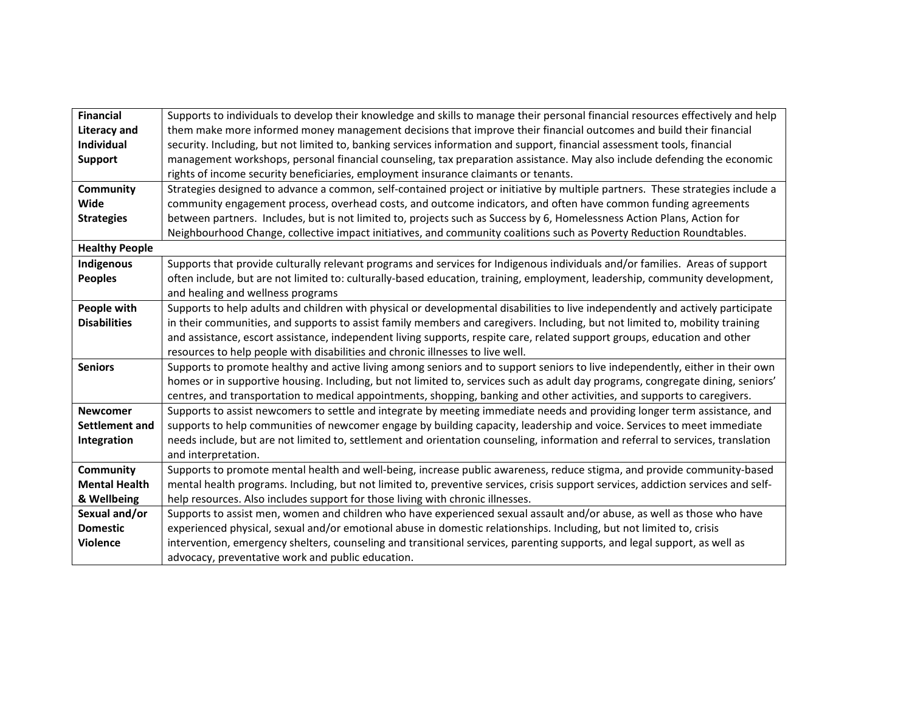| | |
|---|---|
| **Financial Literacy and Individual Support** | Supports to individuals to develop their knowledge and skills to manage their personal financial resources effectively and help them make more informed money management decisions that improve their financial outcomes and build their financial security. Including, but not limited to, banking services information and support, financial assessment tools, financial management workshops, personal financial counseling, tax preparation assistance. May also include defending the economic rights of income security beneficiaries, employment insurance claimants or tenants. |
| **Community Wide Strategies** | Strategies designed to advance a common, self-contained project or initiative by multiple partners. These strategies include a community engagement process, overhead costs, and outcome indicators, and often have common funding agreements between partners. Includes, but is not limited to, projects such as Success by 6, Homelessness Action Plans, Action for Neighbourhood Change, collective impact initiatives, and community coalitions such as Poverty Reduction Roundtables. |
| **Healthy People** | |
| **Indigenous Peoples** | Supports that provide culturally relevant programs and services for Indigenous individuals and/or families. Areas of support often include, but are not limited to: culturally-based education, training, employment, leadership, community development, and healing and wellness programs |
| **People with Disabilities** | Supports to help adults and children with physical or developmental disabilities to live independently and actively participate in their communities, and supports to assist family members and caregivers. Including, but not limited to, mobility training and assistance, escort assistance, independent living supports, respite care, related support groups, education and other resources to help people with disabilities and chronic illnesses to live well. |
| **Seniors** | Supports to promote healthy and active living among seniors and to support seniors to live independently, either in their own homes or in supportive housing. Including, but not limited to, services such as adult day programs, congregate dining, seniors' centres, and transportation to medical appointments, shopping, banking and other activities, and supports to caregivers. |
| **Newcomer Settlement and Integration** | Supports to assist newcomers to settle and integrate by meeting immediate needs and providing longer term assistance, and supports to help communities of newcomer engage by building capacity, leadership and voice. Services to meet immediate needs include, but are not limited to, settlement and orientation counseling, information and referral to services, translation and interpretation. |
| **Community Mental Health & Wellbeing** | Supports to promote mental health and well-being, increase public awareness, reduce stigma, and provide community-based mental health programs. Including, but not limited to, preventive services, crisis support services, addiction services and self-help resources. Also includes support for those living with chronic illnesses. |
| **Sexual and/or Domestic Violence** | Supports to assist men, women and children who have experienced sexual assault and/or abuse, as well as those who have experienced physical, sexual and/or emotional abuse in domestic relationships. Including, but not limited to, crisis intervention, emergency shelters, counseling and transitional services, parenting supports, and legal support, as well as advocacy, preventative work and public education. |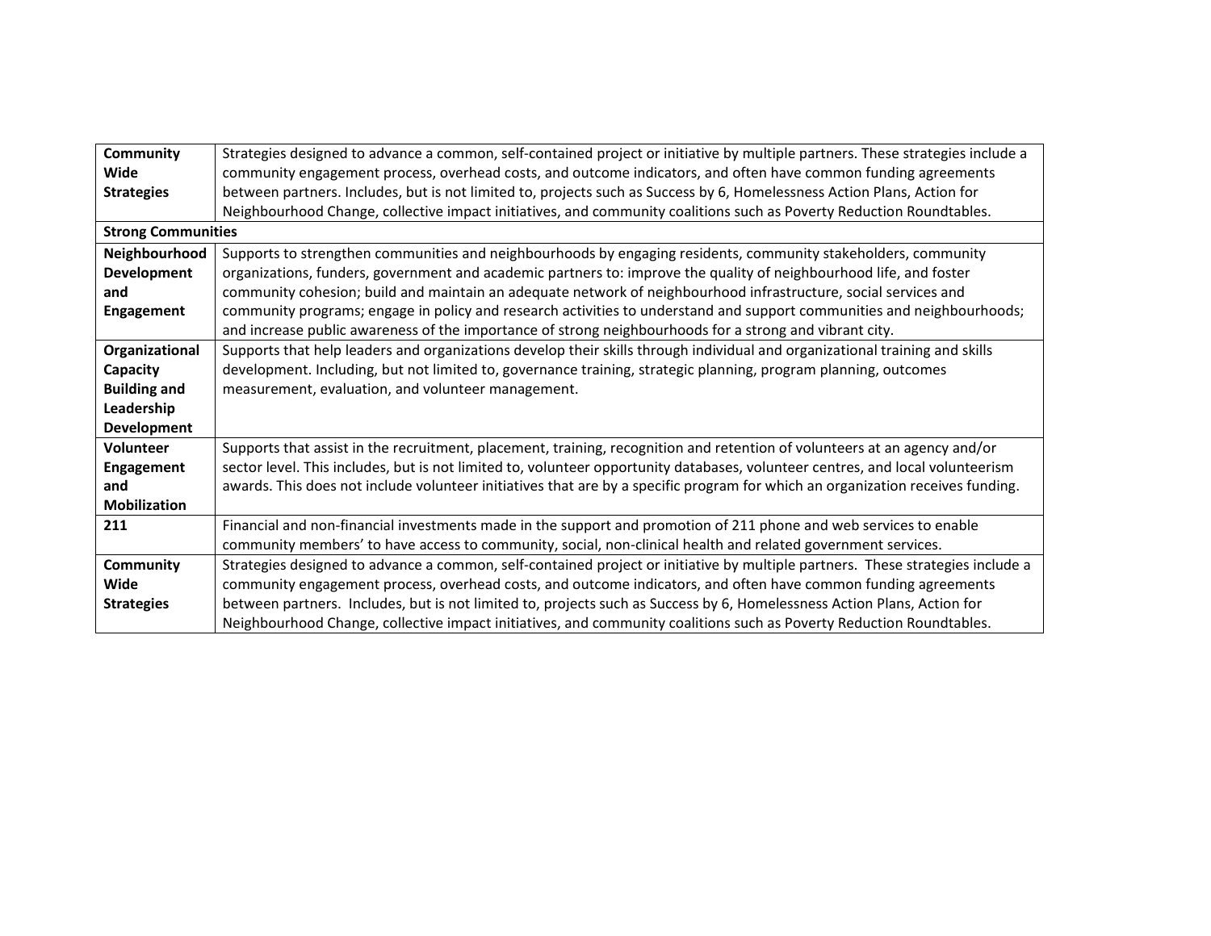| | |
|---|---|
| **Community Wide Strategies** | Strategies designed to advance a common, self-contained project or initiative by multiple partners. These strategies include a community engagement process, overhead costs, and outcome indicators, and often have common funding agreements between partners. Includes, but is not limited to, projects such as Success by 6, Homelessness Action Plans, Action for Neighbourhood Change, collective impact initiatives, and community coalitions such as Poverty Reduction Roundtables. |
| **Strong Communities** | |
| **Neighbourhood Development and Engagement** | Supports to strengthen communities and neighbourhoods by engaging residents, community stakeholders, community organizations, funders, government and academic partners to: improve the quality of neighbourhood life, and foster community cohesion; build and maintain an adequate network of neighbourhood infrastructure, social services and community programs; engage in policy and research activities to understand and support communities and neighbourhoods; and increase public awareness of the importance of strong neighbourhoods for a strong and vibrant city. |
| **Organizational Capacity Building and Leadership Development** | Supports that help leaders and organizations develop their skills through individual and organizational training and skills development. Including, but not limited to, governance training, strategic planning, program planning, outcomes measurement, evaluation, and volunteer management. |
| **Volunteer Engagement and Mobilization** | Supports that assist in the recruitment, placement, training, recognition and retention of volunteers at an agency and/or sector level. This includes, but is not limited to, volunteer opportunity databases, volunteer centres, and local volunteerism awards. This does not include volunteer initiatives that are by a specific program for which an organization receives funding. |
| **211** | Financial and non-financial investments made in the support and promotion of 211 phone and web services to enable community members' to have access to community, social, non-clinical health and related government services. |
| **Community Wide Strategies** | Strategies designed to advance a common, self-contained project or initiative by multiple partners. These strategies include a community engagement process, overhead costs, and outcome indicators, and often have common funding agreements between partners. Includes, but is not limited to, projects such as Success by 6, Homelessness Action Plans, Action for Neighbourhood Change, collective impact initiatives, and community coalitions such as Poverty Reduction Roundtables. |